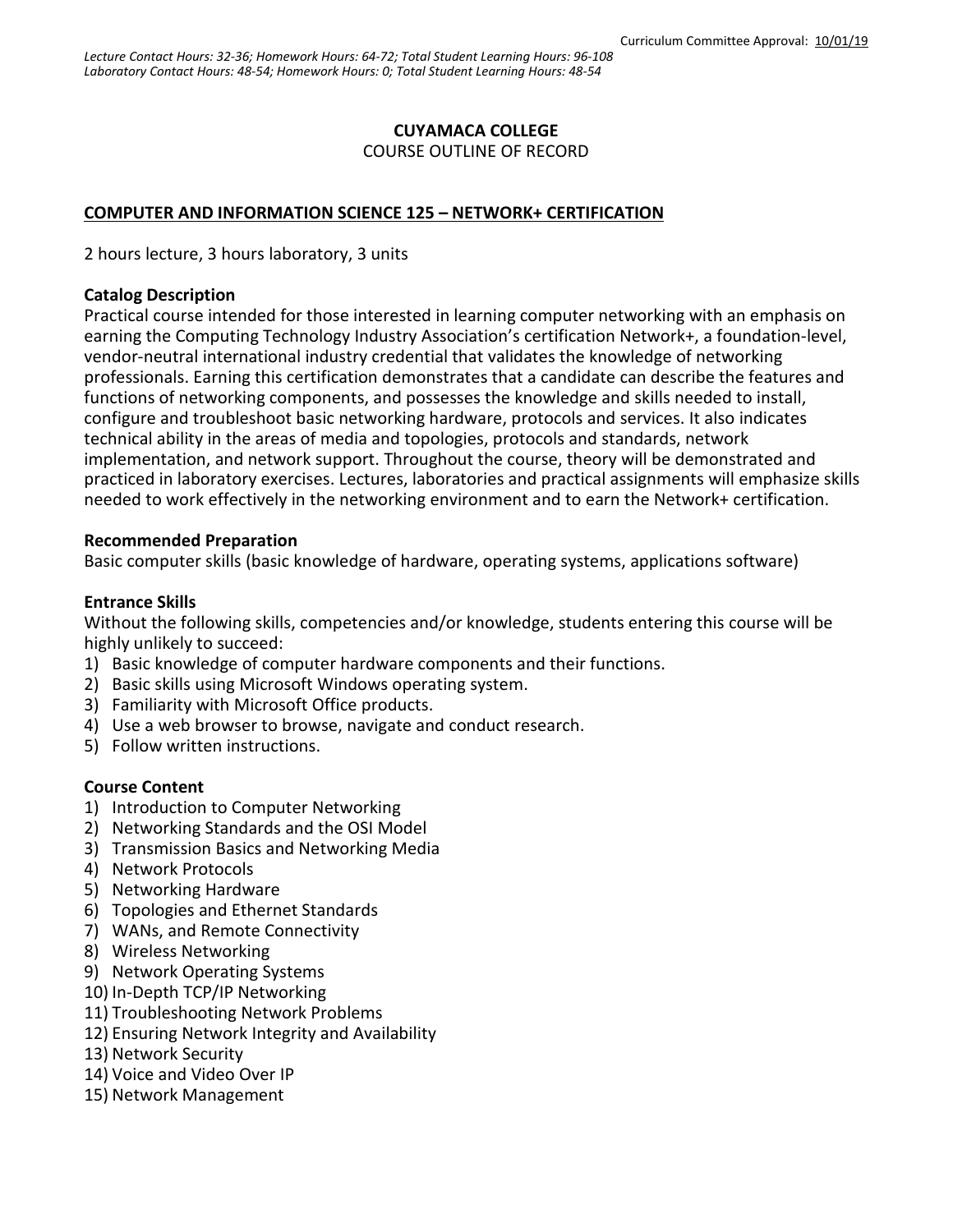Curriculum Committee Approval: 10/01/19

*Lecture Contact Hours: 32-36; Homework Hours: 64-72; Total Student Learning Hours: 96-108*
*Laboratory Contact Hours: 48-54; Homework Hours: 0; Total Student Learning Hours: 48-54*

**CUYAMACA COLLEGE**
COURSE OUTLINE OF RECORD

## COMPUTER AND INFORMATION SCIENCE 125 – NETWORK+ CERTIFICATION

2 hours lecture, 3 hours laboratory, 3 units

### Catalog Description

Practical course intended for those interested in learning computer networking with an emphasis on earning the Computing Technology Industry Association's certification Network+, a foundation-level, vendor-neutral international industry credential that validates the knowledge of networking professionals. Earning this certification demonstrates that a candidate can describe the features and functions of networking components, and possesses the knowledge and skills needed to install, configure and troubleshoot basic networking hardware, protocols and services. It also indicates technical ability in the areas of media and topologies, protocols and standards, network implementation, and network support. Throughout the course, theory will be demonstrated and practiced in laboratory exercises. Lectures, laboratories and practical assignments will emphasize skills needed to work effectively in the networking environment and to earn the Network+ certification.

### Recommended Preparation

Basic computer skills (basic knowledge of hardware, operating systems, applications software)

### Entrance Skills

Without the following skills, competencies and/or knowledge, students entering this course will be highly unlikely to succeed:

1) Basic knowledge of computer hardware components and their functions.
2) Basic skills using Microsoft Windows operating system.
3) Familiarity with Microsoft Office products.
4) Use a web browser to browse, navigate and conduct research.
5) Follow written instructions.

### Course Content

1) Introduction to Computer Networking
2) Networking Standards and the OSI Model
3) Transmission Basics and Networking Media
4) Network Protocols
5) Networking Hardware
6) Topologies and Ethernet Standards
7) WANs, and Remote Connectivity
8) Wireless Networking
9) Network Operating Systems
10) In-Depth TCP/IP Networking
11) Troubleshooting Network Problems
12) Ensuring Network Integrity and Availability
13) Network Security
14) Voice and Video Over IP
15) Network Management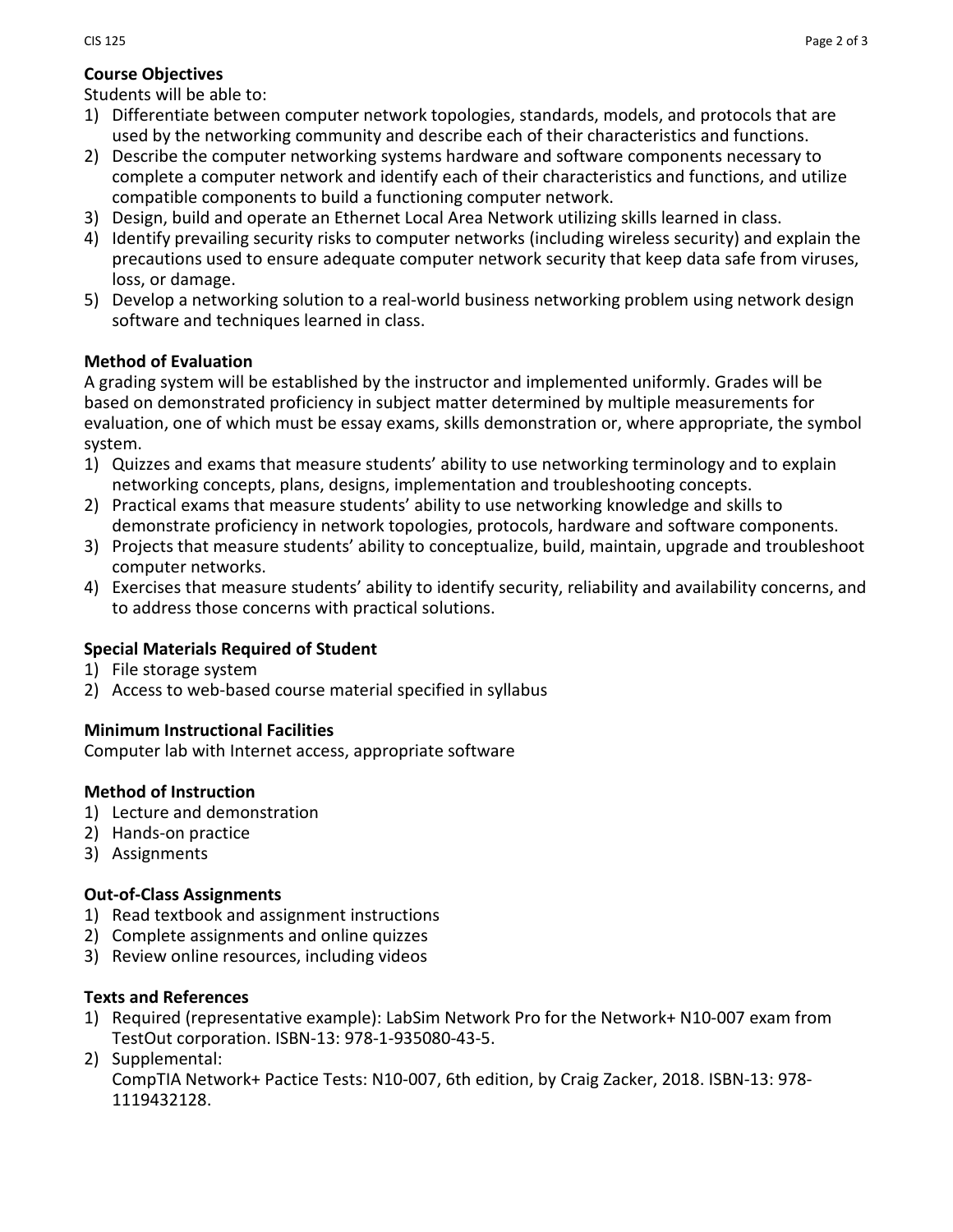**Course Objectives**

Students will be able to:

1) Differentiate between computer network topologies, standards, models, and protocols that are used by the networking community and describe each of their characteristics and functions.
2) Describe the computer networking systems hardware and software components necessary to complete a computer network and identify each of their characteristics and functions, and utilize compatible components to build a functioning computer network.
3) Design, build and operate an Ethernet Local Area Network utilizing skills learned in class.
4) Identify prevailing security risks to computer networks (including wireless security) and explain the precautions used to ensure adequate computer network security that keep data safe from viruses, loss, or damage.
5) Develop a networking solution to a real-world business networking problem using network design software and techniques learned in class.

**Method of Evaluation**

A grading system will be established by the instructor and implemented uniformly. Grades will be based on demonstrated proficiency in subject matter determined by multiple measurements for evaluation, one of which must be essay exams, skills demonstration or, where appropriate, the symbol system.

1) Quizzes and exams that measure students' ability to use networking terminology and to explain networking concepts, plans, designs, implementation and troubleshooting concepts.
2) Practical exams that measure students' ability to use networking knowledge and skills to demonstrate proficiency in network topologies, protocols, hardware and software components.
3) Projects that measure students' ability to conceptualize, build, maintain, upgrade and troubleshoot computer networks.
4) Exercises that measure students' ability to identify security, reliability and availability concerns, and to address those concerns with practical solutions.

**Special Materials Required of Student**

1) File storage system
2) Access to web-based course material specified in syllabus

**Minimum Instructional Facilities**

Computer lab with Internet access, appropriate software

**Method of Instruction**

1) Lecture and demonstration
2) Hands-on practice
3) Assignments

**Out-of-Class Assignments**

1) Read textbook and assignment instructions
2) Complete assignments and online quizzes
3) Review online resources, including videos

**Texts and References**

1) Required (representative example): LabSim Network Pro for the Network+ N10-007 exam from TestOut corporation. ISBN-13: 978-1-935080-43-5.
2) Supplemental:
   CompTIA Network+ Pactice Tests: N10-007, 6th edition, by Craig Zacker, 2018. ISBN-13: 978-1119432128.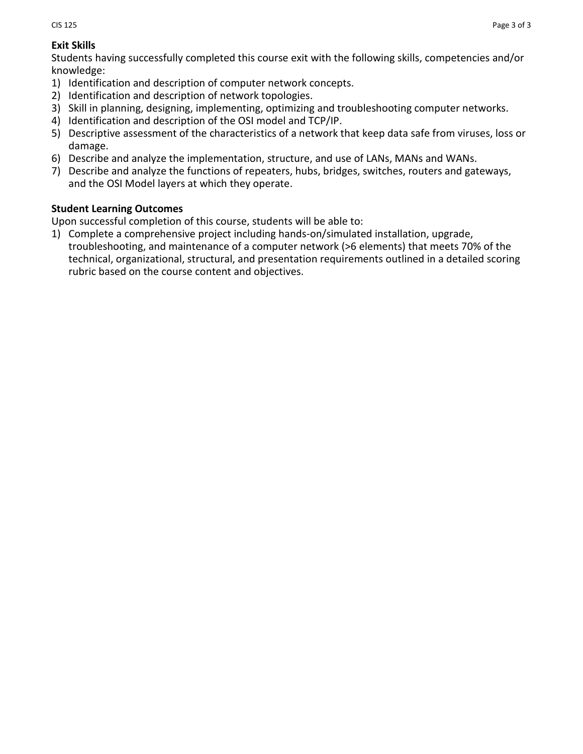**Exit Skills**

Students having successfully completed this course exit with the following skills, competencies and/or knowledge:

1) Identification and description of computer network concepts.
2) Identification and description of network topologies.
3) Skill in planning, designing, implementing, optimizing and troubleshooting computer networks.
4) Identification and description of the OSI model and TCP/IP.
5) Descriptive assessment of the characteristics of a network that keep data safe from viruses, loss or damage.
6) Describe and analyze the implementation, structure, and use of LANs, MANs and WANs.
7) Describe and analyze the functions of repeaters, hubs, bridges, switches, routers and gateways, and the OSI Model layers at which they operate.

**Student Learning Outcomes**

Upon successful completion of this course, students will be able to:

1) Complete a comprehensive project including hands-on/simulated installation, upgrade, troubleshooting, and maintenance of a computer network (>6 elements) that meets 70% of the technical, organizational, structural, and presentation requirements outlined in a detailed scoring rubric based on the course content and objectives.